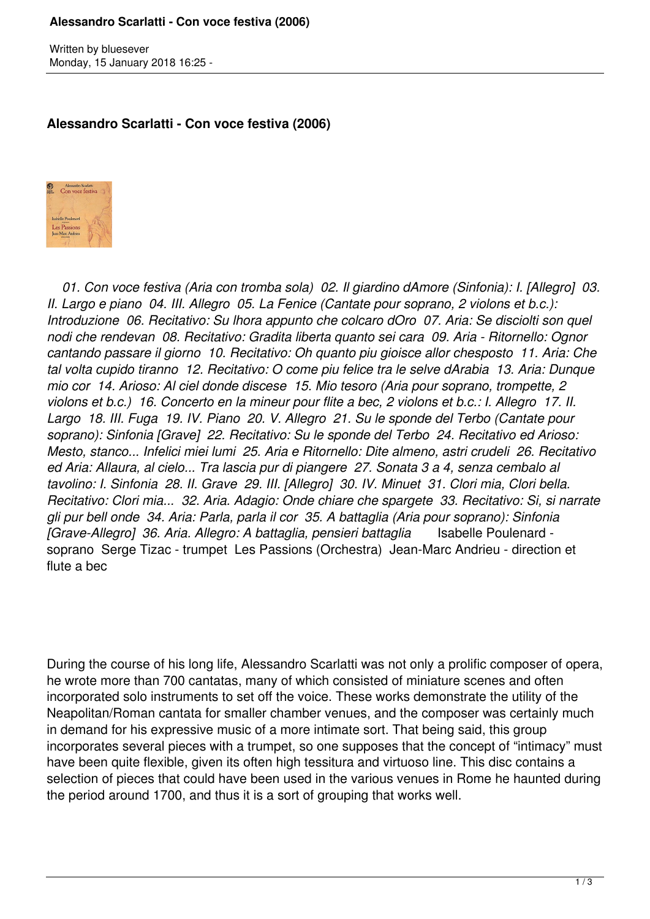Written by bluesever
Monday, 15 January 2018 16:25 -

## Alessandro Scarlatti - Con voce festiva (2006)

*01. Con voce festiva (Aria con tromba sola) 02. Il giardino dAmore (Sinfonia): I. [Allegro] 03. II. Largo e piano 04. III. Allegro 05. La Fenice (Cantate pour soprano, 2 violons et b.c.): Introduzione 06. Recitativo: Su lhora appunto che colcaro dOro 07. Aria: Se disciolti son quel nodi che rendevan 08. Recitativo: Gradita liberta quanto sei cara 09. Aria - Ritornello: Ognor cantando passare il giorno 10. Recitativo: Oh quanto piu gioisce allor chesposto 11. Aria: Che tal volta cupido tiranno 12. Recitativo: O come piu felice tra le selve dArabia 13. Aria: Dunque mio cor 14. Arioso: Al ciel donde discese 15. Mio tesoro (Aria pour soprano, trompette, 2 violons et b.c.) 16. Concerto en la mineur pour flite a bec, 2 violons et b.c.: I. Allegro 17. II. Largo 18. III. Fuga 19. IV. Piano 20. V. Allegro 21. Su le sponde del Terbo (Cantate pour soprano): Sinfonia [Grave] 22. Recitativo: Su le sponde del Terbo 24. Recitativo ed Arioso: Mesto, stanco... Infelici miei lumi 25. Aria e Ritornello: Dite almeno, astri crudeli 26. Recitativo ed Aria: Allaura, al cielo... Tra lascia pur di piangere 27. Sonata 3 a 4, senza cembalo al tavolino: I. Sinfonia 28. II. Grave 29. III. [Allegro] 30. IV. Minuet 31. Clori mia, Clori bella. Recitativo: Clori mia... 32. Aria. Adagio: Onde chiare che spargete 33. Recitativo: Si, si narrate gli pur bell onde 34. Aria: Parla, parla il cor 35. A battaglia (Aria pour soprano): Sinfonia [Grave-Allegro] 36. Aria. Allegro: A battaglia, pensieri battaglia* Isabelle Poulenard - soprano Serge Tizac - trumpet Les Passions (Orchestra) Jean-Marc Andrieu - direction et flute a bec

During the course of his long life, Alessandro Scarlatti was not only a prolific composer of opera, he wrote more than 700 cantatas, many of which consisted of miniature scenes and often incorporated solo instruments to set off the voice. These works demonstrate the utility of the Neapolitan/Roman cantata for smaller chamber venues, and the composer was certainly much in demand for his expressive music of a more intimate sort. That being said, this group incorporates several pieces with a trumpet, so one supposes that the concept of "intimacy" must have been quite flexible, given its often high tessitura and virtuoso line. This disc contains a selection of pieces that could have been used in the various venues in Rome he haunted during the period around 1700, and thus it is a sort of grouping that works well.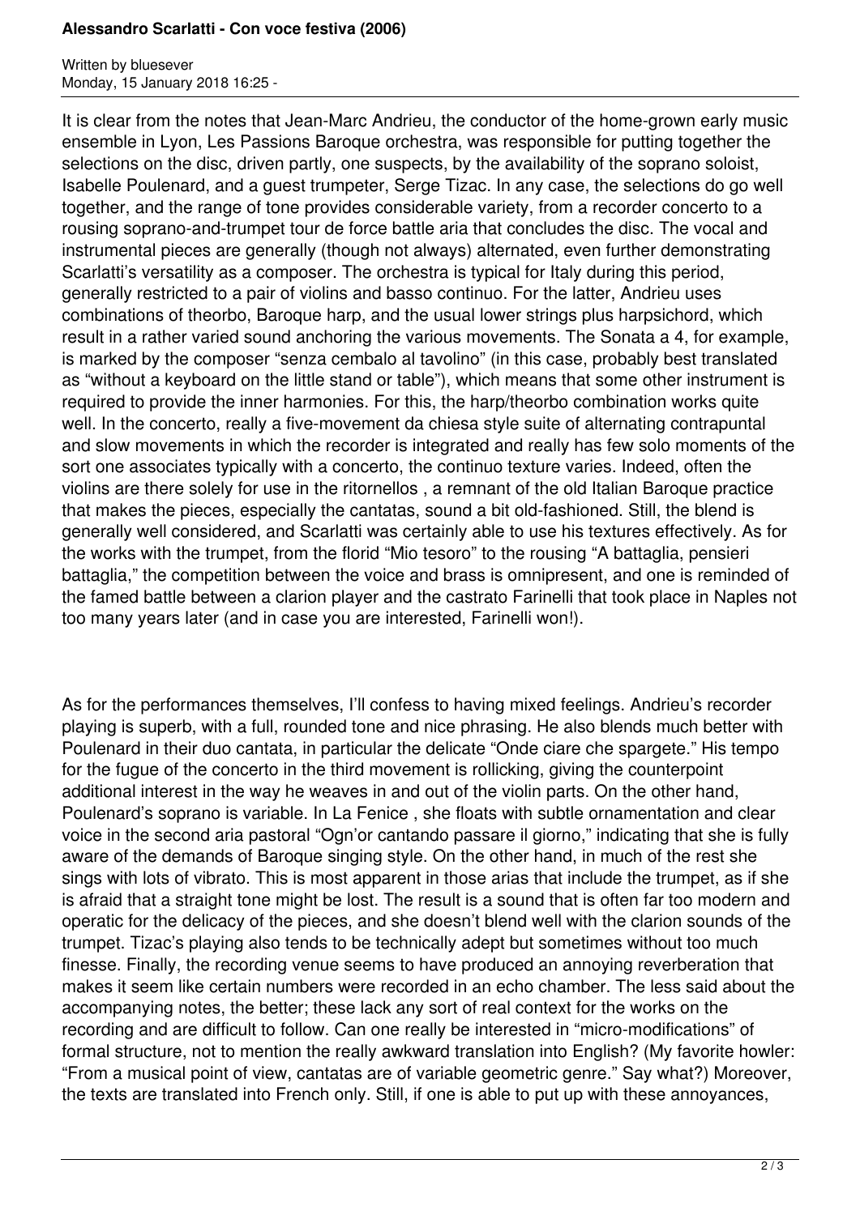It is clear from the notes that Jean-Marc Andrieu, the conductor of the home-grown early music ensemble in Lyon, Les Passions Baroque orchestra, was responsible for putting together the selections on the disc, driven partly, one suspects, by the availability of the soprano soloist, Isabelle Poulenard, and a guest trumpeter, Serge Tizac. In any case, the selections do go well together, and the range of tone provides considerable variety, from a recorder concerto to a rousing soprano-and-trumpet tour de force battle aria that concludes the disc. The vocal and instrumental pieces are generally (though not always) alternated, even further demonstrating Scarlatti's versatility as a composer. The orchestra is typical for Italy during this period, generally restricted to a pair of violins and basso continuo. For the latter, Andrieu uses combinations of theorbo, Baroque harp, and the usual lower strings plus harpsichord, which result in a rather varied sound anchoring the various movements. The Sonata a 4, for example, is marked by the composer "senza cembalo al tavolino" (in this case, probably best translated as "without a keyboard on the little stand or table"), which means that some other instrument is required to provide the inner harmonies. For this, the harp/theorbo combination works quite well. In the concerto, really a five-movement da chiesa style suite of alternating contrapuntal and slow movements in which the recorder is integrated and really has few solo moments of the sort one associates typically with a concerto, the continuo texture varies. Indeed, often the violins are there solely for use in the ritornellos , a remnant of the old Italian Baroque practice that makes the pieces, especially the cantatas, sound a bit old-fashioned. Still, the blend is generally well considered, and Scarlatti was certainly able to use his textures effectively. As for the works with the trumpet, from the florid "Mio tesoro" to the rousing "A battaglia, pensieri battaglia," the competition between the voice and brass is omnipresent, and one is reminded of the famed battle between a clarion player and the castrato Farinelli that took place in Naples not too many years later (and in case you are interested, Farinelli won!).

As for the performances themselves, I'll confess to having mixed feelings. Andrieu's recorder playing is superb, with a full, rounded tone and nice phrasing. He also blends much better with Poulenard in their duo cantata, in particular the delicate "Onde ciare che spargete." His tempo for the fugue of the concerto in the third movement is rollicking, giving the counterpoint additional interest in the way he weaves in and out of the violin parts. On the other hand, Poulenard's soprano is variable. In La Fenice , she floats with subtle ornamentation and clear voice in the second aria pastoral "Ogn'or cantando passare il giorno," indicating that she is fully aware of the demands of Baroque singing style. On the other hand, in much of the rest she sings with lots of vibrato. This is most apparent in those arias that include the trumpet, as if she is afraid that a straight tone might be lost. The result is a sound that is often far too modern and operatic for the delicacy of the pieces, and she doesn't blend well with the clarion sounds of the trumpet. Tizac's playing also tends to be technically adept but sometimes without too much finesse. Finally, the recording venue seems to have produced an annoying reverberation that makes it seem like certain numbers were recorded in an echo chamber. The less said about the accompanying notes, the better; these lack any sort of real context for the works on the recording and are difficult to follow. Can one really be interested in "micro-modifications" of formal structure, not to mention the really awkward translation into English? (My favorite howler: "From a musical point of view, cantatas are of variable geometric genre." Say what?) Moreover, the texts are translated into French only. Still, if one is able to put up with these annoyances,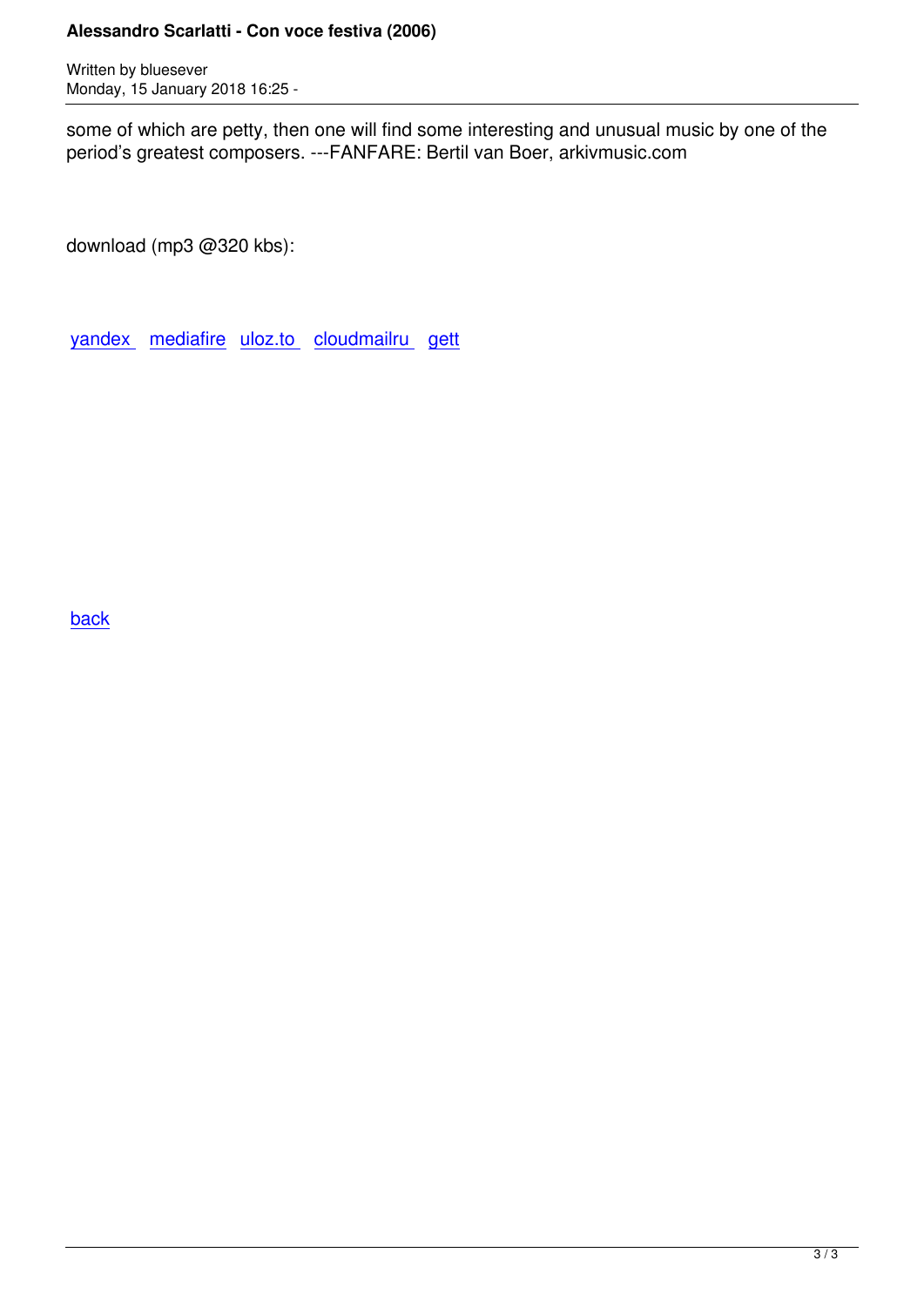some of which are petty, then one will find some interesting and unusual music by one of the period's greatest composers. ---FANFARE: Bertil van Boer, arkivmusic.com

download (mp3 @320 kbs):

yandex mediafire uloz.to cloudmailru gett

back